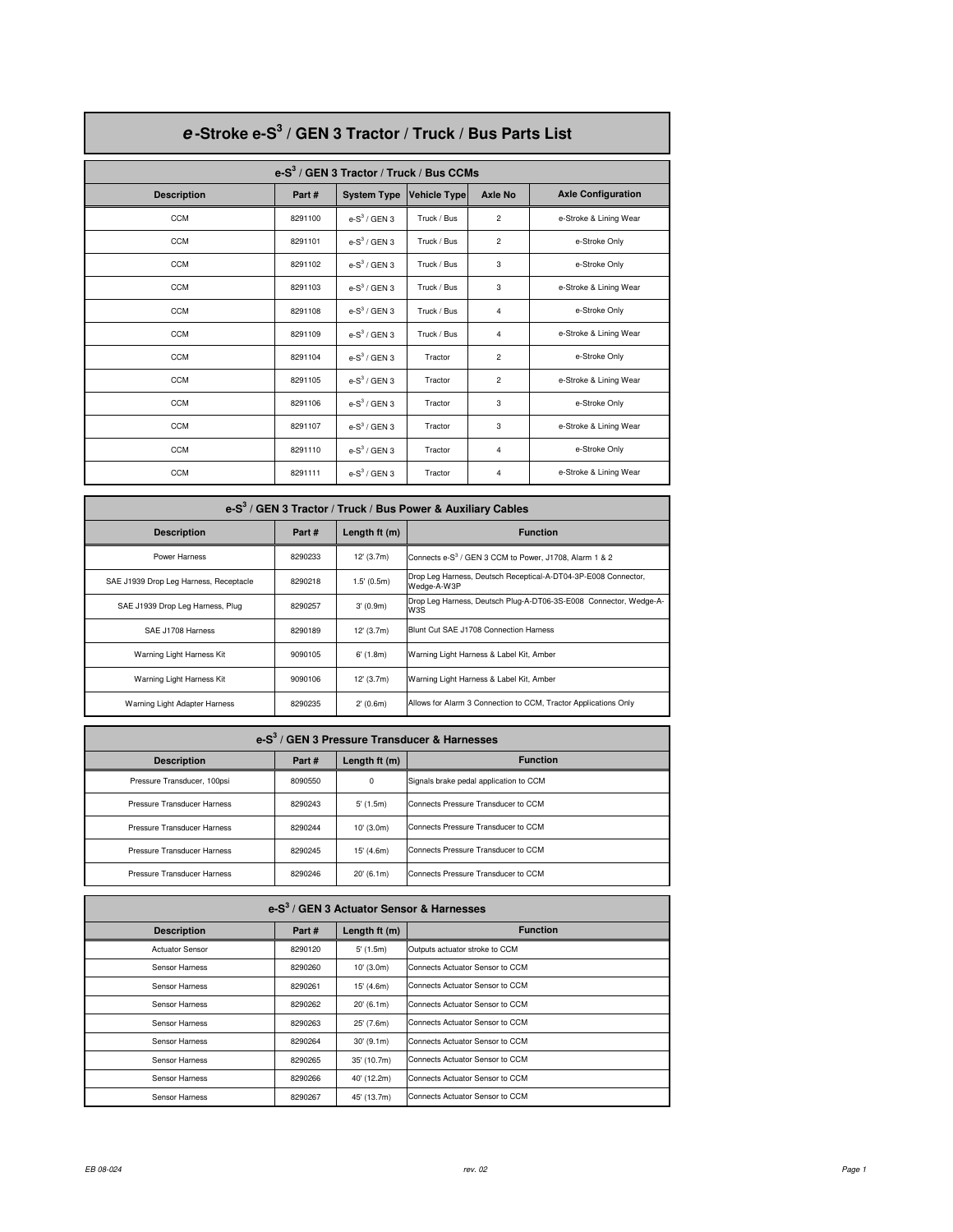# *e*-Stroke e-S$^3$ / GEN 3 Tractor / Truck / Bus Parts List

## e-S$^3$ / GEN 3 Tractor / Truck / Bus CCMs

| Description | Part # | System Type | Vehicle Type | Axle No | Axle Configuration |
|---|---|---|---|---|---|
| CCM | 8291100 | e-S$^3$ / GEN 3 | Truck / Bus | 2 | e-Stroke & Lining Wear |
| CCM | 8291101 | e-S$^3$ / GEN 3 | Truck / Bus | 2 | e-Stroke Only |
| CCM | 8291102 | e-S$^3$ / GEN 3 | Truck / Bus | 3 | e-Stroke Only |
| CCM | 8291103 | e-S$^3$ / GEN 3 | Truck / Bus | 3 | e-Stroke & Lining Wear |
| CCM | 8291108 | e-S$^3$ / GEN 3 | Truck / Bus | 4 | e-Stroke Only |
| CCM | 8291109 | e-S$^3$ / GEN 3 | Truck / Bus | 4 | e-Stroke & Lining Wear |
| CCM | 8291104 | e-S$^3$ / GEN 3 | Tractor | 2 | e-Stroke Only |
| CCM | 8291105 | e-S$^3$ / GEN 3 | Tractor | 2 | e-Stroke & Lining Wear |
| CCM | 8291106 | e-S$^3$ / GEN 3 | Tractor | 3 | e-Stroke Only |
| CCM | 8291107 | e-S$^3$ / GEN 3 | Tractor | 3 | e-Stroke & Lining Wear |
| CCM | 8291110 | e-S$^3$ / GEN 3 | Tractor | 4 | e-Stroke Only |
| CCM | 8291111 | e-S$^3$ / GEN 3 | Tractor | 4 | e-Stroke & Lining Wear |

## e-S$^3$ / GEN 3 Tractor / Truck / Bus Power & Auxiliary Cables

| Description | Part # | Length ft (m) | Function |
|---|---|---|---|
| Power Harness | 8290233 | 12' (3.7m) | Connects e-S$^3$ / GEN 3 CCM to Power, J1708, Alarm 1 & 2 |
| SAE J1939 Drop Leg Harness, Receptacle | 8290218 | 1.5' (0.5m) | Drop Leg Harness, Deutsch Receptical-A-DT04-3P-E008 Connector, Wedge-A-W3P |
| SAE J1939 Drop Leg Harness, Plug | 8290257 | 3' (0.9m) | Drop Leg Harness, Deutsch Plug-A-DT06-3S-E008 Connector, Wedge-A-W3S |
| SAE J1708 Harness | 8290189 | 12' (3.7m) | Blunt Cut SAE J1708 Connection Harness |
| Warning Light Harness Kit | 9090105 | 6' (1.8m) | Warning Light Harness & Label Kit, Amber |
| Warning Light Harness Kit | 9090106 | 12' (3.7m) | Warning Light Harness & Label Kit, Amber |
| Warning Light Adapter Harness | 8290235 | 2' (0.6m) | Allows for Alarm 3 Connection to CCM, Tractor Applications Only |

## e-S$^3$ / GEN 3 Pressure Transducer & Harnesses

| Description | Part # | Length ft (m) | Function |
|---|---|---|---|
| Pressure Transducer, 100psi | 8090550 | 0 | Signals brake pedal application to CCM |
| Pressure Transducer Harness | 8290243 | 5' (1.5m) | Connects Pressure Transducer to CCM |
| Pressure Transducer Harness | 8290244 | 10' (3.0m) | Connects Pressure Transducer to CCM |
| Pressure Transducer Harness | 8290245 | 15' (4.6m) | Connects Pressure Transducer to CCM |
| Pressure Transducer Harness | 8290246 | 20' (6.1m) | Connects Pressure Transducer to CCM |

## e-S$^3$ / GEN 3 Actuator Sensor & Harnesses

| Description | Part # | Length ft (m) | Function |
|---|---|---|---|
| Actuator Sensor | 8290120 | 5' (1.5m) | Outputs actuator stroke to CCM |
| Sensor Harness | 8290260 | 10' (3.0m) | Connects Actuator Sensor to CCM |
| Sensor Harness | 8290261 | 15' (4.6m) | Connects Actuator Sensor to CCM |
| Sensor Harness | 8290262 | 20' (6.1m) | Connects Actuator Sensor to CCM |
| Sensor Harness | 8290263 | 25' (7.6m) | Connects Actuator Sensor to CCM |
| Sensor Harness | 8290264 | 30' (9.1m) | Connects Actuator Sensor to CCM |
| Sensor Harness | 8290265 | 35' (10.7m) | Connects Actuator Sensor to CCM |
| Sensor Harness | 8290266 | 40' (12.2m) | Connects Actuator Sensor to CCM |
| Sensor Harness | 8290267 | 45' (13.7m) | Connects Actuator Sensor to CCM |

EB 08-024 rev. 02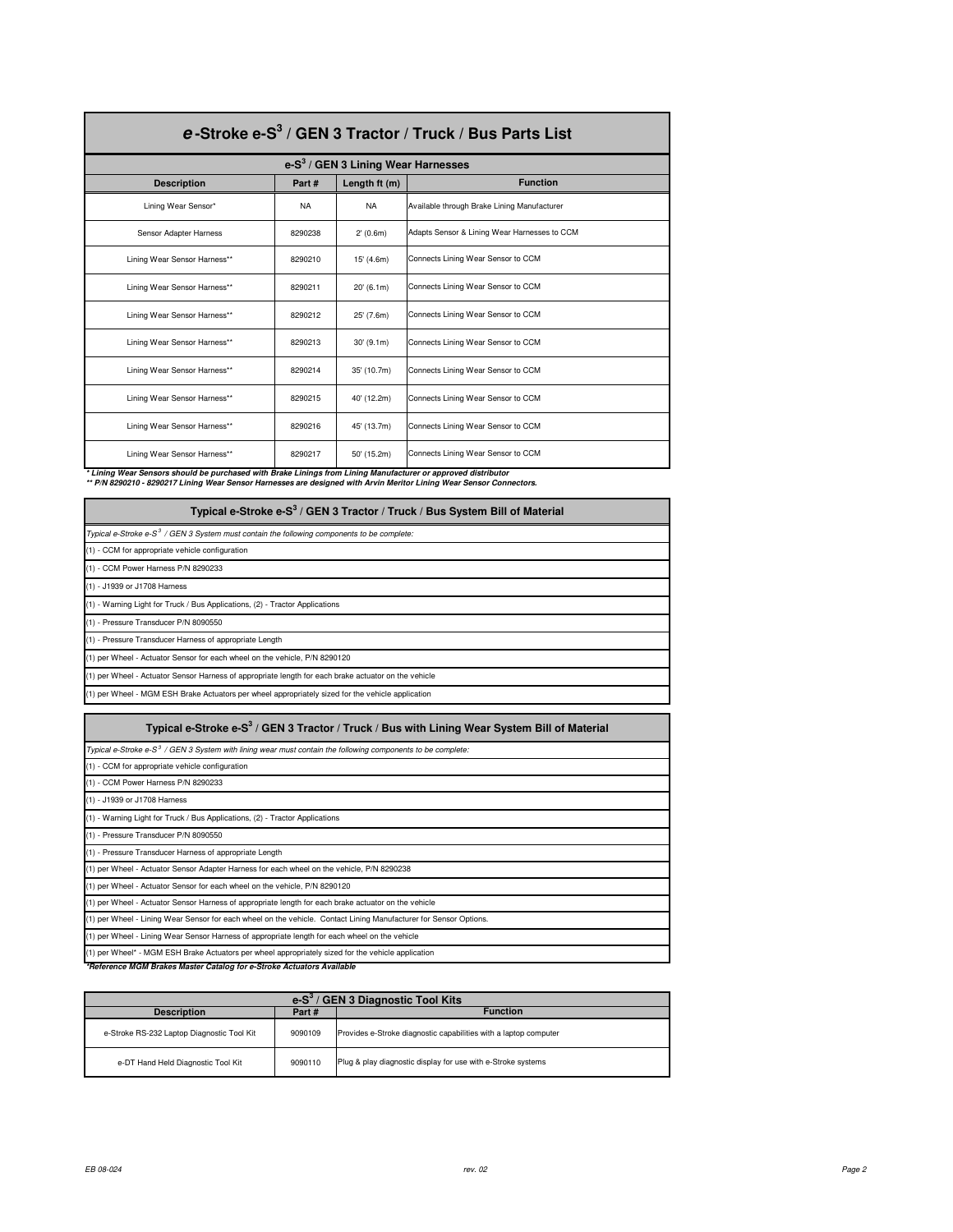# *e*-Stroke e-S$^3$ / GEN 3 Tractor / Truck / Bus Parts List

## e-S$^3$ / GEN 3 Lining Wear Harnesses

| Description | Part # | Length ft (m) | Function |
|---|---|---|---|
| Lining Wear Sensor* | NA | NA | Available through Brake Lining Manufacturer |
| Sensor Adapter Harness | 8290238 | 2' (0.6m) | Adapts Sensor & Lining Wear Harnesses to CCM |
| Lining Wear Sensor Harness** | 8290210 | 15' (4.6m) | Connects Lining Wear Sensor to CCM |
| Lining Wear Sensor Harness** | 8290211 | 20' (6.1m) | Connects Lining Wear Sensor to CCM |
| Lining Wear Sensor Harness** | 8290212 | 25' (7.6m) | Connects Lining Wear Sensor to CCM |
| Lining Wear Sensor Harness** | 8290213 | 30' (9.1m) | Connects Lining Wear Sensor to CCM |
| Lining Wear Sensor Harness** | 8290214 | 35' (10.7m) | Connects Lining Wear Sensor to CCM |
| Lining Wear Sensor Harness** | 8290215 | 40' (12.2m) | Connects Lining Wear Sensor to CCM |
| Lining Wear Sensor Harness** | 8290216 | 45' (13.7m) | Connects Lining Wear Sensor to CCM |
| Lining Wear Sensor Harness** | 8290217 | 50' (15.2m) | Connects Lining Wear Sensor to CCM |

***\* Lining Wear Sensors should be purchased with Brake Linings from Lining Manufacturer or approved distributor***
***\*\* P/N 8290210 - 8290217 Lining Wear Sensor Harnesses are designed with Arvin Meritor Lining Wear Sensor Connectors.***

## Typical e-Stroke e-S$^3$ / GEN 3 Tractor / Truck / Bus System Bill of Material

*Typical e-Stroke e-S$^3$ / GEN 3 System must contain the following components to be complete:*

- (1) - CCM for appropriate vehicle configuration
- (1) - CCM Power Harness P/N 8290233
- (1) - J1939 or J1708 Harness
- (1) - Warning Light for Truck / Bus Applications, (2) - Tractor Applications
- (1) - Pressure Transducer P/N 8090550
- (1) - Pressure Transducer Harness of appropriate Length
- (1) per Wheel - Actuator Sensor for each wheel on the vehicle, P/N 8290120
- (1) per Wheel - Actuator Sensor Harness of appropriate length for each brake actuator on the vehicle
- (1) per Wheel - MGM ESH Brake Actuators per wheel appropriately sized for the vehicle application

## Typical e-Stroke e-S$^3$ / GEN 3 Tractor / Truck / Bus with Lining Wear System Bill of Material

*Typical e-Stroke e-S$^3$ / GEN 3 System with lining wear must contain the following components to be complete:*

- (1) - CCM for appropriate vehicle configuration
- (1) - CCM Power Harness P/N 8290233
- (1) - J1939 or J1708 Harness
- (1) - Warning Light for Truck / Bus Applications, (2) - Tractor Applications
- (1) - Pressure Transducer P/N 8090550
- (1) - Pressure Transducer Harness of appropriate Length
- (1) per Wheel - Actuator Sensor Adapter Harness for each wheel on the vehicle, P/N 8290238
- (1) per Wheel - Actuator Sensor for each wheel on the vehicle, P/N 8290120
- (1) per Wheel - Actuator Sensor Harness of appropriate length for each brake actuator on the vehicle
- (1) per Wheel - Lining Wear Sensor for each wheel on the vehicle. Contact Lining Manufacturer for Sensor Options.
- (1) per Wheel - Lining Wear Sensor Harness of appropriate length for each wheel on the vehicle
- (1) per Wheel* - MGM ESH Brake Actuators per wheel appropriately sized for the vehicle application

***\*Reference MGM Brakes Master Catalog for e-Stroke Actuators Available***

## e-S$^3$ / GEN 3 Diagnostic Tool Kits

| Description | Part # | Function |
|---|---|---|
| e-Stroke RS-232 Laptop Diagnostic Tool Kit | 9090109 | Provides e-Stroke diagnostic capabilities with a laptop computer |
| e-DT Hand Held Diagnostic Tool Kit | 9090110 | Plug & play diagnostic display for use with e-Stroke systems |

EB 08-024 rev. 02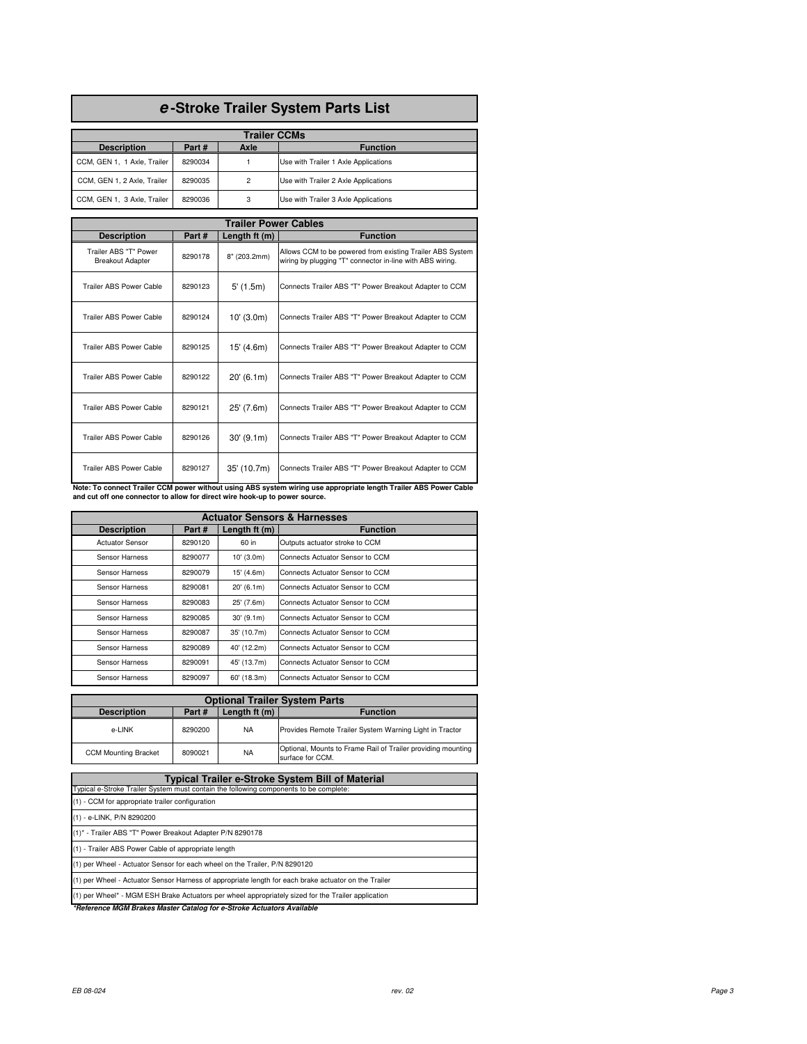# *e*-Stroke Trailer System Parts List

| Trailer CCMs | | | |
|---|---|---|---|
| **Description** | **Part #** | **Axle** | **Function** |
| CCM, GEN 1, 1 Axle, Trailer | 8290034 | 1 | Use with Trailer 1 Axle Applications |
| CCM, GEN 1, 2 Axle, Trailer | 8290035 | 2 | Use with Trailer 2 Axle Applications |
| CCM, GEN 1, 3 Axle, Trailer | 8290036 | 3 | Use with Trailer 3 Axle Applications |

| Trailer Power Cables | | | |
|---|---|---|---|
| **Description** | **Part #** | **Length ft (m)** | **Function** |
| Trailer ABS "T" Power Breakout Adapter | 8290178 | 8" (203.2mm) | Allows CCM to be powered from existing Trailer ABS System wiring by plugging "T" connector in-line with ABS wiring. |
| Trailer ABS Power Cable | 8290123 | 5' (1.5m) | Connects Trailer ABS "T" Power Breakout Adapter to CCM |
| Trailer ABS Power Cable | 8290124 | 10' (3.0m) | Connects Trailer ABS "T" Power Breakout Adapter to CCM |
| Trailer ABS Power Cable | 8290125 | 15' (4.6m) | Connects Trailer ABS "T" Power Breakout Adapter to CCM |
| Trailer ABS Power Cable | 8290122 | 20' (6.1m) | Connects Trailer ABS "T" Power Breakout Adapter to CCM |
| Trailer ABS Power Cable | 8290121 | 25' (7.6m) | Connects Trailer ABS "T" Power Breakout Adapter to CCM |
| Trailer ABS Power Cable | 8290126 | 30' (9.1m) | Connects Trailer ABS "T" Power Breakout Adapter to CCM |
| Trailer ABS Power Cable | 8290127 | 35' (10.7m) | Connects Trailer ABS "T" Power Breakout Adapter to CCM |

**Note: To connect Trailer CCM power without using ABS system wiring use appropriate length Trailer ABS Power Cable and cut off one connector to allow for direct wire hook-up to power source.**

| Actuator Sensors & Harnesses | | | |
|---|---|---|---|
| **Description** | **Part #** | **Length ft (m)** | **Function** |
| Actuator Sensor | 8290120 | 60 in | Outputs actuator stroke to CCM |
| Sensor Harness | 8290077 | 10' (3.0m) | Connects Actuator Sensor to CCM |
| Sensor Harness | 8290079 | 15' (4.6m) | Connects Actuator Sensor to CCM |
| Sensor Harness | 8290081 | 20' (6.1m) | Connects Actuator Sensor to CCM |
| Sensor Harness | 8290083 | 25' (7.6m) | Connects Actuator Sensor to CCM |
| Sensor Harness | 8290085 | 30' (9.1m) | Connects Actuator Sensor to CCM |
| Sensor Harness | 8290087 | 35' (10.7m) | Connects Actuator Sensor to CCM |
| Sensor Harness | 8290089 | 40' (12.2m) | Connects Actuator Sensor to CCM |
| Sensor Harness | 8290091 | 45' (13.7m) | Connects Actuator Sensor to CCM |
| Sensor Harness | 8290097 | 60' (18.3m) | Connects Actuator Sensor to CCM |

| Optional Trailer System Parts | | | |
|---|---|---|---|
| **Description** | **Part #** | **Length ft (m)** | **Function** |
| e-LINK | 8290200 | NA | Provides Remote Trailer System Warning Light in Tractor |
| CCM Mounting Bracket | 8090021 | NA | Optional, Mounts to Frame Rail of Trailer providing mounting surface for CCM. |

| Typical Trailer e-Stroke System Bill of Material |
|---|
| Typical e-Stroke Trailer System must contain the following components to be complete: |
| (1) - CCM for appropriate trailer configuration |
| (1) - e-LINK, P/N 8290200 |
| (1)* - Trailer ABS "T" Power Breakout Adapter P/N 8290178 |
| (1) - Trailer ABS Power Cable of appropriate length |
| (1) per Wheel - Actuator Sensor for each wheel on the Trailer, P/N 8290120 |
| (1) per Wheel - Actuator Sensor Harness of appropriate length for each brake actuator on the Trailer |
| (1) per Wheel* - MGM ESH Brake Actuators per wheel appropriately sized for the Trailer application |

***Reference MGM Brakes Master Catalog for e-Stroke Actuators Available**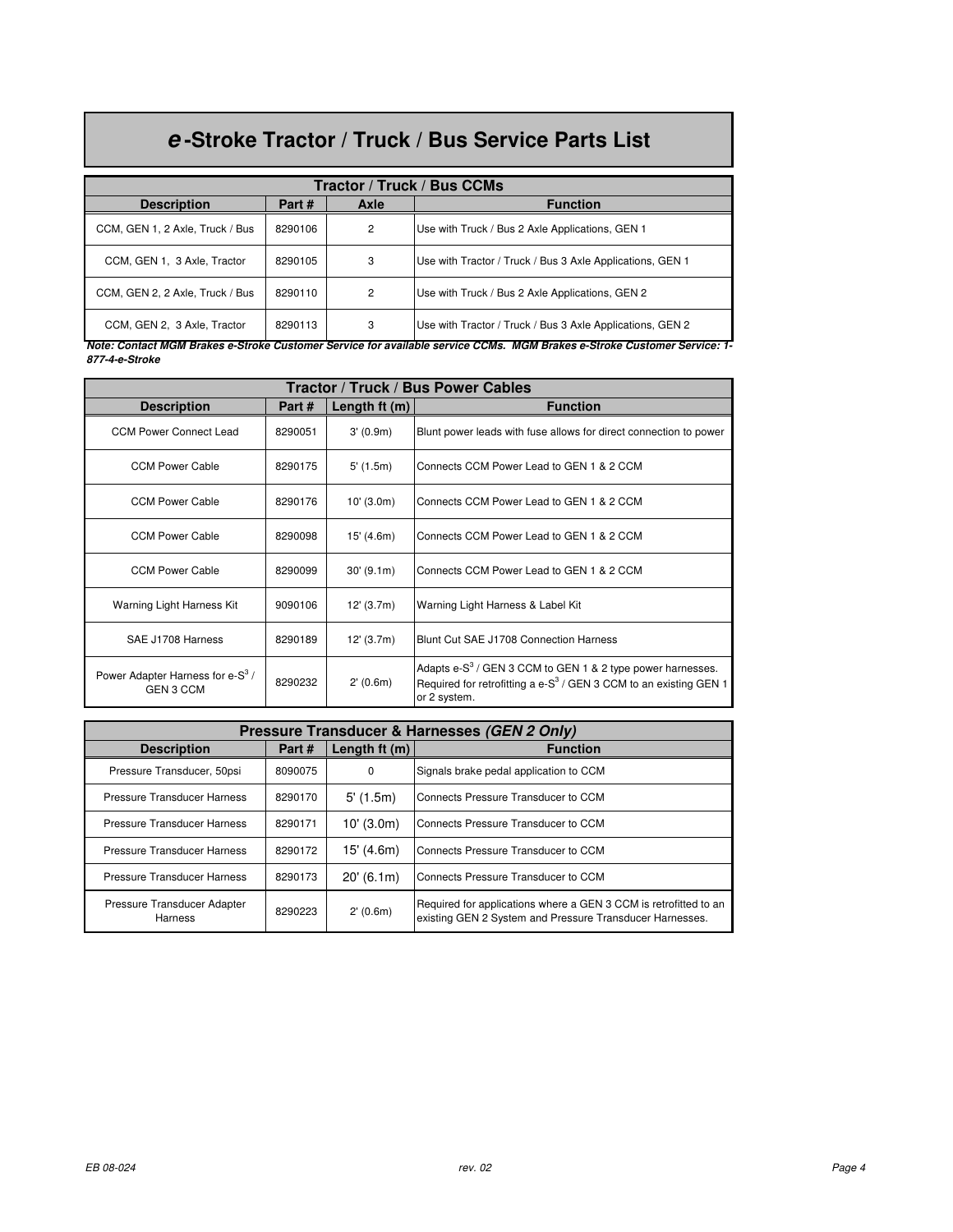# *e*-Stroke Tractor / Truck / Bus Service Parts List

| Tractor / Truck / Bus CCMs | | | |
|---|---|---|---|
| **Description** | **Part #** | **Axle** | **Function** |
| CCM, GEN 1, 2 Axle, Truck / Bus | 8290106 | 2 | Use with Truck / Bus 2 Axle Applications, GEN 1 |
| CCM, GEN 1, 3 Axle, Tractor | 8290105 | 3 | Use with Tractor / Truck / Bus 3 Axle Applications, GEN 1 |
| CCM, GEN 2, 2 Axle, Truck / Bus | 8290110 | 2 | Use with Truck / Bus 2 Axle Applications, GEN 2 |
| CCM, GEN 2, 3 Axle, Tractor | 8290113 | 3 | Use with Tractor / Truck / Bus 3 Axle Applications, GEN 2 |

***Note: Contact MGM Brakes e-Stroke Customer Service for available service CCMs. MGM Brakes e-Stroke Customer Service: 1-877-4-e-Stroke***

| Tractor / Truck / Bus Power Cables | | | |
|---|---|---|---|
| **Description** | **Part #** | **Length ft (m)** | **Function** |
| CCM Power Connect Lead | 8290051 | 3' (0.9m) | Blunt power leads with fuse allows for direct connection to power |
| CCM Power Cable | 8290175 | 5' (1.5m) | Connects CCM Power Lead to GEN 1 & 2 CCM |
| CCM Power Cable | 8290176 | 10' (3.0m) | Connects CCM Power Lead to GEN 1 & 2 CCM |
| CCM Power Cable | 8290098 | 15' (4.6m) | Connects CCM Power Lead to GEN 1 & 2 CCM |
| CCM Power Cable | 8290099 | 30' (9.1m) | Connects CCM Power Lead to GEN 1 & 2 CCM |
| Warning Light Harness Kit | 9090106 | 12' (3.7m) | Warning Light Harness & Label Kit |
| SAE J1708 Harness | 8290189 | 12' (3.7m) | Blunt Cut SAE J1708 Connection Harness |
| Power Adapter Harness for e-$S^3$ / GEN 3 CCM | 8290232 | 2' (0.6m) | Adapts e-$S^3$ / GEN 3 CCM to GEN 1 & 2 type power harnesses. Required for retrofitting a e-$S^3$ / GEN 3 CCM to an existing GEN 1 or 2 system. |

| Pressure Transducer & Harnesses *(GEN 2 Only)* | | | |
|---|---|---|---|
| **Description** | **Part #** | **Length ft (m)** | **Function** |
| Pressure Transducer, 50psi | 8090075 | 0 | Signals brake pedal application to CCM |
| Pressure Transducer Harness | 8290170 | 5' (1.5m) | Connects Pressure Transducer to CCM |
| Pressure Transducer Harness | 8290171 | 10' (3.0m) | Connects Pressure Transducer to CCM |
| Pressure Transducer Harness | 8290172 | 15' (4.6m) | Connects Pressure Transducer to CCM |
| Pressure Transducer Harness | 8290173 | 20' (6.1m) | Connects Pressure Transducer to CCM |
| Pressure Transducer Adapter Harness | 8290223 | 2' (0.6m) | Required for applications where a GEN 3 CCM is retrofitted to an existing GEN 2 System and Pressure Transducer Harnesses. |

EB 08-024 rev. 02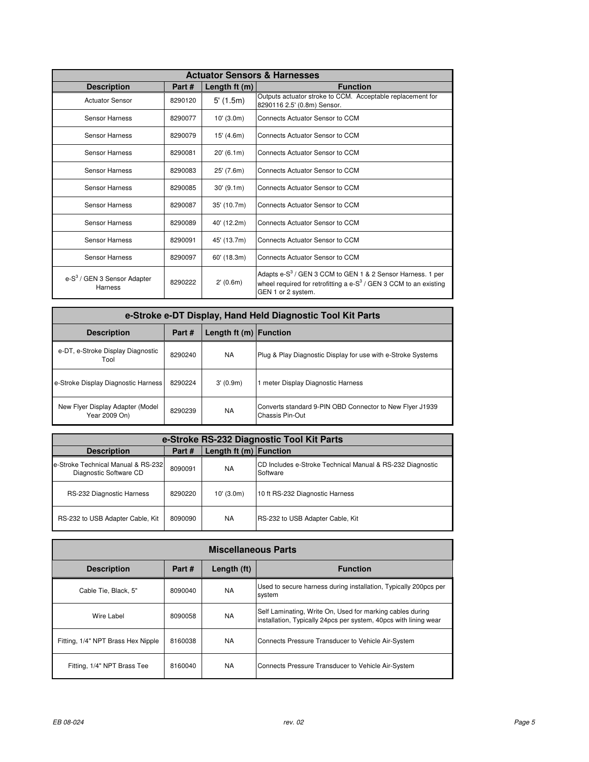| Actuator Sensors & Harnesses | | | |
|---|---|---|---|
| **Description** | **Part #** | **Length ft (m)** | **Function** |
| Actuator Sensor | 8290120 | 5' (1.5m) | Outputs actuator stroke to CCM. Acceptable replacement for 8290116 2.5' (0.8m) Sensor. |
| Sensor Harness | 8290077 | 10' (3.0m) | Connects Actuator Sensor to CCM |
| Sensor Harness | 8290079 | 15' (4.6m) | Connects Actuator Sensor to CCM |
| Sensor Harness | 8290081 | 20' (6.1m) | Connects Actuator Sensor to CCM |
| Sensor Harness | 8290083 | 25' (7.6m) | Connects Actuator Sensor to CCM |
| Sensor Harness | 8290085 | 30' (9.1m) | Connects Actuator Sensor to CCM |
| Sensor Harness | 8290087 | 35' (10.7m) | Connects Actuator Sensor to CCM |
| Sensor Harness | 8290089 | 40' (12.2m) | Connects Actuator Sensor to CCM |
| Sensor Harness | 8290091 | 45' (13.7m) | Connects Actuator Sensor to CCM |
| Sensor Harness | 8290097 | 60' (18.3m) | Connects Actuator Sensor to CCM |
| e-$S^3$ / GEN 3 Sensor Adapter Harness | 8290222 | 2' (0.6m) | Adapts e-$S^3$ / GEN 3 CCM to GEN 1 & 2 Sensor Harness. 1 per wheel required for retrofitting a e-$S^3$ / GEN 3 CCM to an existing GEN 1 or 2 system. |

| e-Stroke e-DT Display, Hand Held Diagnostic Tool Kit Parts | | | |
|---|---|---|---|
| **Description** | **Part #** | **Length ft (m)** | **Function** |
| e-DT, e-Stroke Display Diagnostic Tool | 8290240 | NA | Plug & Play Diagnostic Display for use with e-Stroke Systems |
| e-Stroke Display Diagnostic Harness | 8290224 | 3' (0.9m) | 1 meter Display Diagnostic Harness |
| New Flyer Display Adapter (Model Year 2009 On) | 8290239 | NA | Converts standard 9-PIN OBD Connector to New Flyer J1939 Chassis Pin-Out |

| e-Stroke RS-232 Diagnostic Tool Kit Parts | | | |
|---|---|---|---|
| **Description** | **Part #** | **Length ft (m)** | **Function** |
| e-Stroke Technical Manual & RS-232 Diagnostic Software CD | 8090091 | NA | CD Includes e-Stroke Technical Manual & RS-232 Diagnostic Software |
| RS-232 Diagnostic Harness | 8290220 | 10' (3.0m) | 10 ft RS-232 Diagnostic Harness |
| RS-232 to USB Adapter Cable, Kit | 8090090 | NA | RS-232 to USB Adapter Cable, Kit |

| Miscellaneous Parts | | | |
|---|---|---|---|
| **Description** | **Part #** | **Length (ft)** | **Function** |
| Cable Tie, Black, 5" | 8090040 | NA | Used to secure harness during installation, Typically 200pcs per system |
| Wire Label | 8090058 | NA | Self Laminating, Write On, Used for marking cables during installation, Typically 24pcs per system, 40pcs with lining wear |
| Fitting, 1/4" NPT Brass Hex Nipple | 8160038 | NA | Connects Pressure Transducer to Vehicle Air-System |
| Fitting, 1/4" NPT Brass Tee | 8160040 | NA | Connects Pressure Transducer to Vehicle Air-System |